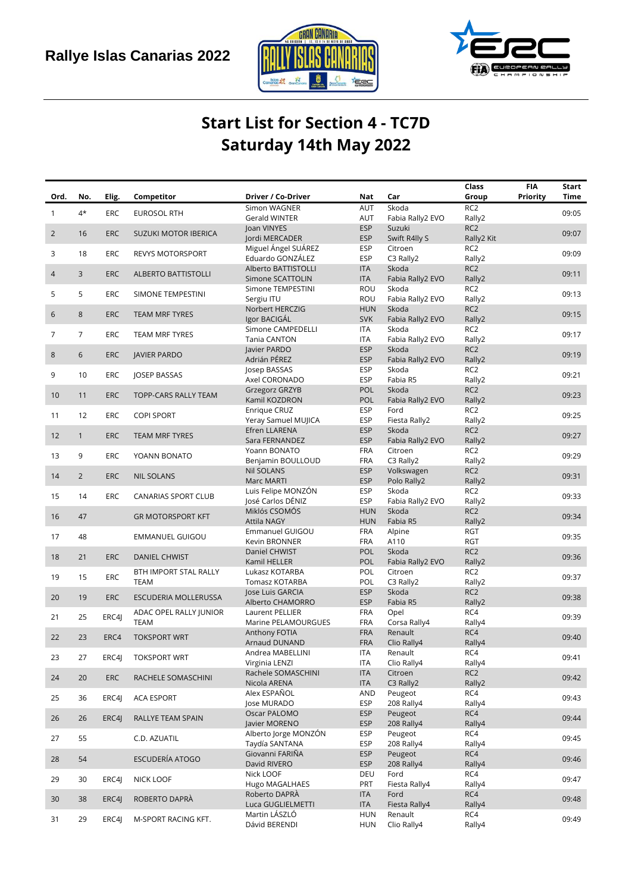Rallye Islas Canarias 2022

# Start List for Section 4 - TC7D
# Saturday 14th May 2022

| Ord. | No. | Elig. | Competitor | Driver / Co-Driver | Nat | Car | Class Group | FIA Priority | Start Time |
|---|---|---|---|---|---|---|---|---|---|
| 1 | 4* | ERC | EUROSOL RTH | Simon WAGNER<br>Gerald WINTER | AUT<br>AUT | Skoda<br>Fabia Rally2 EVO | RC2<br>Rally2 | | 09:05 |
| 2 | 16 | ERC | SUZUKI MOTOR IBERICA | Joan VINYES<br>Jordi MERCADER | ESP<br>ESP | Suzuki<br>Swift R4lly S | RC2<br>Rally2 Kit | | 09:07 |
| 3 | 18 | ERC | REVYS MOTORSPORT | Miguel Ángel SUÁREZ<br>Eduardo GONZÁLEZ | ESP<br>ESP | Citroen<br>C3 Rally2 | RC2<br>Rally2 | | 09:09 |
| 4 | 3 | ERC | ALBERTO BATTISTOLLI | Alberto BATTISTOLLI<br>Simone SCATTOLIN | ITA<br>ITA | Skoda<br>Fabia Rally2 EVO | RC2<br>Rally2 | | 09:11 |
| 5 | 5 | ERC | SIMONE TEMPESTINI | Simone TEMPESTINI<br>Sergiu ITU | ROU<br>ROU | Skoda<br>Fabia Rally2 EVO | RC2<br>Rally2 | | 09:13 |
| 6 | 8 | ERC | TEAM MRF TYRES | Norbert HERCZIG<br>Igor BACIGÁL | HUN<br>SVK | Skoda<br>Fabia Rally2 EVO | RC2<br>Rally2 | | 09:15 |
| 7 | 7 | ERC | TEAM MRF TYRES | Simone CAMPEDELLI<br>Tania CANTON | ITA<br>ITA | Skoda<br>Fabia Rally2 EVO | RC2<br>Rally2 | | 09:17 |
| 8 | 6 | ERC | JAVIER PARDO | Javier PARDO<br>Adrián PÉREZ | ESP<br>ESP | Skoda<br>Fabia Rally2 EVO | RC2<br>Rally2 | | 09:19 |
| 9 | 10 | ERC | JOSEP BASSAS | Josep BASSAS<br>Axel CORONADO | ESP<br>ESP | Skoda<br>Fabia R5 | RC2<br>Rally2 | | 09:21 |
| 10 | 11 | ERC | TOPP-CARS RALLY TEAM | Grzegorz GRZYB<br>Kamil KOZDRON | POL<br>POL | Skoda<br>Fabia Rally2 EVO | RC2<br>Rally2 | | 09:23 |
| 11 | 12 | ERC | COPI SPORT | Enrique CRUZ<br>Yeray Samuel MUJICA | ESP<br>ESP | Ford<br>Fiesta Rally2 | RC2<br>Rally2 | | 09:25 |
| 12 | 1 | ERC | TEAM MRF TYRES | Efren LLARENA<br>Sara FERNANDEZ | ESP<br>ESP | Skoda<br>Fabia Rally2 EVO | RC2<br>Rally2 | | 09:27 |
| 13 | 9 | ERC | YOANN BONATO | Yoann BONATO<br>Benjamin BOULLOUD | FRA<br>FRA | Citroen<br>C3 Rally2 | RC2<br>Rally2 | | 09:29 |
| 14 | 2 | ERC | NIL SOLANS | Nil SOLANS<br>Marc MARTI | ESP<br>ESP | Volkswagen<br>Polo Rally2 | RC2<br>Rally2 | | 09:31 |
| 15 | 14 | ERC | CANARIAS SPORT CLUB | Luis Felipe MONZÓN<br>José Carlos DÉNIZ | ESP<br>ESP | Skoda<br>Fabia Rally2 EVO | RC2<br>Rally2 | | 09:33 |
| 16 | 47 | | GR MOTORSPORT KFT | Miklós CSOMÓS<br>Attila NAGY | HUN<br>HUN | Skoda<br>Fabia R5 | RC2<br>Rally2 | | 09:34 |
| 17 | 48 | | EMMANUEL GUIGOU | Emmanuel GUIGOU<br>Kevin BRONNER | FRA<br>FRA | Alpine<br>A110 | RGT<br>RGT | | 09:35 |
| 18 | 21 | ERC | DANIEL CHWIST | Daniel CHWIST<br>Kamil HELLER | POL<br>POL | Skoda<br>Fabia Rally2 EVO | RC2<br>Rally2 | | 09:36 |
| 19 | 15 | ERC | BTH IMPORT STAL RALLY TEAM | Lukasz KOTARBA<br>Tomasz KOTARBA | POL<br>POL | Citroen<br>C3 Rally2 | RC2<br>Rally2 | | 09:37 |
| 20 | 19 | ERC | ESCUDERIA MOLLERUSSA | Jose Luis GARCIA<br>Alberto CHAMORRO | ESP<br>ESP | Skoda<br>Fabia R5 | RC2<br>Rally2 | | 09:38 |
| 21 | 25 | ERC4J | ADAC OPEL RALLY JUNIOR TEAM | Laurent PELLIER<br>Marine PELAMOURGUES | FRA<br>FRA | Opel<br>Corsa Rally4 | RC4<br>Rally4 | | 09:39 |
| 22 | 23 | ERC4 | TOKSPORT WRT | Anthony FOTIA<br>Arnaud DUNAND | FRA<br>FRA | Renault<br>Clio Rally4 | RC4<br>Rally4 | | 09:40 |
| 23 | 27 | ERC4J | TOKSPORT WRT | Andrea MABELLINI<br>Virginia LENZI | ITA<br>ITA | Renault<br>Clio Rally4 | RC4<br>Rally4 | | 09:41 |
| 24 | 20 | ERC | RACHELE SOMASCHINI | Rachele SOMASCHINI<br>Nicola ARENA | ITA<br>ITA | Citroen<br>C3 Rally2 | RC2<br>Rally2 | | 09:42 |
| 25 | 36 | ERC4J | ACA ESPORT | Alex ESPAÑOL<br>Jose MURADO | AND<br>ESP | Peugeot<br>208 Rally4 | RC4<br>Rally4 | | 09:43 |
| 26 | 26 | ERC4J | RALLYE TEAM SPAIN | Oscar PALOMO<br>Javier MORENO | ESP<br>ESP | Peugeot<br>208 Rally4 | RC4<br>Rally4 | | 09:44 |
| 27 | 55 | | C.D. AZUATIL | Alberto Jorge MONZÓN<br>Taydía SANTANA | ESP<br>ESP | Peugeot<br>208 Rally4 | RC4<br>Rally4 | | 09:45 |
| 28 | 54 | | ESCUDERÍA ATOGO | Giovanni FARIÑA<br>David RIVERO | ESP<br>ESP | Peugeot<br>208 Rally4 | RC4<br>Rally4 | | 09:46 |
| 29 | 30 | ERC4J | NICK LOOF | Nick LOOF<br>Hugo MAGALHAES | DEU<br>PRT | Ford<br>Fiesta Rally4 | RC4<br>Rally4 | | 09:47 |
| 30 | 38 | ERC4J | ROBERTO DAPRÀ | Roberto DAPRÀ<br>Luca GUGLIELMETTI | ITA<br>ITA | Ford<br>Fiesta Rally4 | RC4<br>Rally4 | | 09:48 |
| 31 | 29 | ERC4J | M-SPORT RACING KFT. | Martin LÁSZLÓ<br>Dávid BERENDI | HUN<br>HUN | Renault<br>Clio Rally4 | RC4<br>Rally4 | | 09:49 |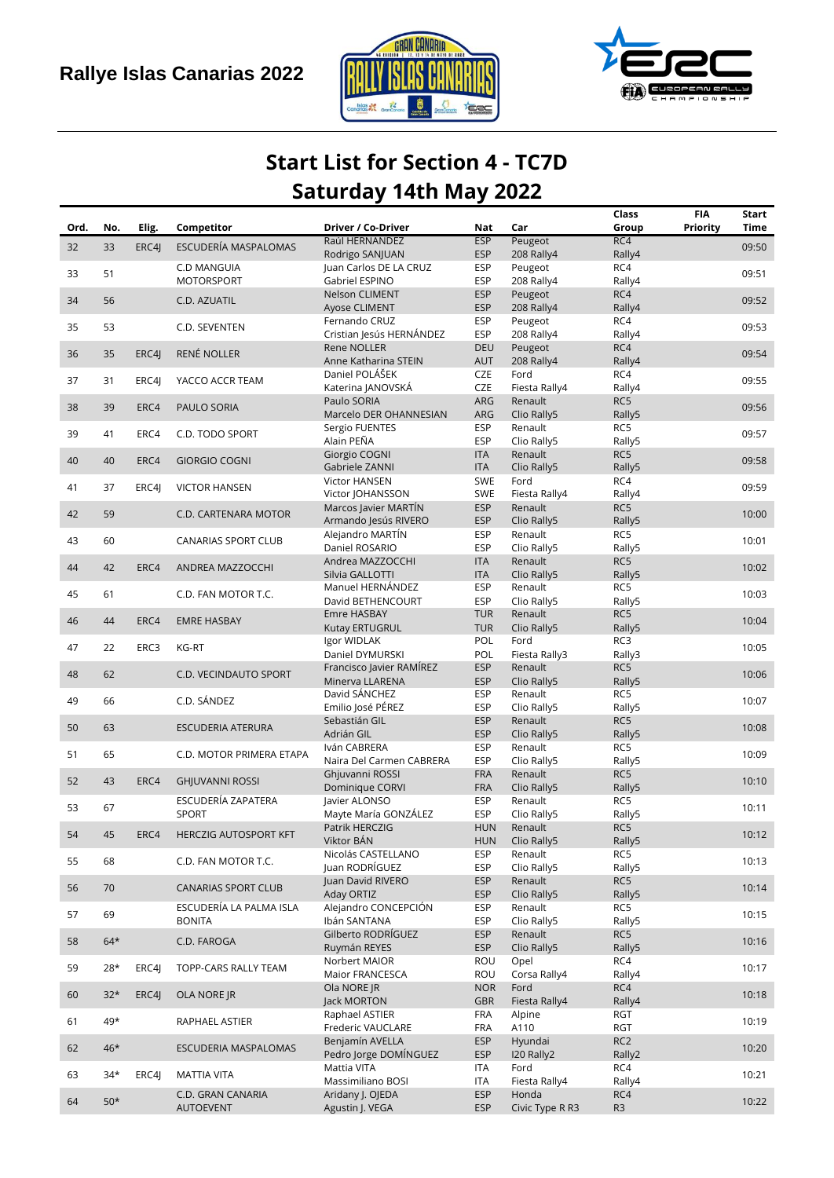# Rallye Islas Canarias 2022

## Start List for Section 4 - TC7D

## Saturday 14th May 2022

| Ord. | No. | Elig. | Competitor | Driver / Co-Driver | Nat | Car | Class Group | FIA Priority | Start Time |
|---|---|---|---|---|---|---|---|---|---|
| 32 | 33 | ERC4J | ESCUDERÍA MASPALOMAS | Raúl HERNANDEZ<br>Rodrigo SANJUAN | ESP<br>ESP | Peugeot<br>208 Rally4 | RC4<br>Rally4 | | 09:50 |
| 33 | 51 | | C.D MANGUIA MOTORSPORT | Juan Carlos DE LA CRUZ<br>Gabriel ESPINO | ESP<br>ESP | Peugeot<br>208 Rally4 | RC4<br>Rally4 | | 09:51 |
| 34 | 56 | | C.D. AZUATIL | Nelson CLIMENT<br>Ayose CLIMENT | ESP<br>ESP | Peugeot<br>208 Rally4 | RC4<br>Rally4 | | 09:52 |
| 35 | 53 | | C.D. SEVENTEN | Fernando CRUZ<br>Cristian Jesús HERNÁNDEZ | ESP<br>ESP | Peugeot<br>208 Rally4 | RC4<br>Rally4 | | 09:53 |
| 36 | 35 | ERC4J | RENÉ NOLLER | Rene NOLLER<br>Anne Katharina STEIN | DEU<br>AUT | Peugeot<br>208 Rally4 | RC4<br>Rally4 | | 09:54 |
| 37 | 31 | ERC4J | YACCO ACCR TEAM | Daniel POLÁŠEK<br>Katerina JANOVSKÁ | CZE<br>CZE | Ford<br>Fiesta Rally4 | RC4<br>Rally4 | | 09:55 |
| 38 | 39 | ERC4 | PAULO SORIA | Paulo SORIA<br>Marcelo DER OHANNESIAN | ARG<br>ARG | Renault<br>Clio Rally5 | RC5<br>Rally5 | | 09:56 |
| 39 | 41 | ERC4 | C.D. TODO SPORT | Sergio FUENTES<br>Alain PEÑA | ESP<br>ESP | Renault<br>Clio Rally5 | RC5<br>Rally5 | | 09:57 |
| 40 | 40 | ERC4 | GIORGIO COGNI | Giorgio COGNI<br>Gabriele ZANNI | ITA<br>ITA | Renault<br>Clio Rally5 | RC5<br>Rally5 | | 09:58 |
| 41 | 37 | ERC4J | VICTOR HANSEN | Victor HANSEN<br>Victor JOHANSSON | SWE<br>SWE | Ford<br>Fiesta Rally4 | RC4<br>Rally4 | | 09:59 |
| 42 | 59 | | C.D. CARTENARA MOTOR | Marcos Javier MARTÍN<br>Armando Jesús RIVERO | ESP<br>ESP | Renault<br>Clio Rally5 | RC5<br>Rally5 | | 10:00 |
| 43 | 60 | | CANARIAS SPORT CLUB | Alejandro MARTÍN<br>Daniel ROSARIO | ESP<br>ESP | Renault<br>Clio Rally5 | RC5<br>Rally5 | | 10:01 |
| 44 | 42 | ERC4 | ANDREA MAZZOCCHI | Andrea MAZZOCCHI<br>Silvia GALLOTTI | ITA<br>ITA | Renault<br>Clio Rally5 | RC5<br>Rally5 | | 10:02 |
| 45 | 61 | | C.D. FAN MOTOR T.C. | Manuel HERNÁNDEZ<br>David BETHENCOURT | ESP<br>ESP | Renault<br>Clio Rally5 | RC5<br>Rally5 | | 10:03 |
| 46 | 44 | ERC4 | EMRE HASBAY | Emre HASBAY<br>Kutay ERTUGRUL | TUR<br>TUR | Renault<br>Clio Rally5 | RC5<br>Rally5 | | 10:04 |
| 47 | 22 | ERC3 | KG-RT | Igor WIDLAK<br>Daniel DYMURSKI | POL<br>POL | Ford<br>Fiesta Rally3 | RC3<br>Rally3 | | 10:05 |
| 48 | 62 | | C.D. VECINDAUTO SPORT | Francisco Javier RAMÍREZ<br>Minerva LLARENA | ESP<br>ESP | Renault<br>Clio Rally5 | RC5<br>Rally5 | | 10:06 |
| 49 | 66 | | C.D. SÁNDEZ | David SÁNCHEZ<br>Emilio José PÉREZ | ESP<br>ESP | Renault<br>Clio Rally5 | RC5<br>Rally5 | | 10:07 |
| 50 | 63 | | ESCUDERIA ATERURA | Sebastián GIL<br>Adrián GIL | ESP<br>ESP | Renault<br>Clio Rally5 | RC5<br>Rally5 | | 10:08 |
| 51 | 65 | | C.D. MOTOR PRIMERA ETAPA | Iván CABRERA<br>Naira Del Carmen CABRERA | ESP<br>ESP | Renault<br>Clio Rally5 | RC5<br>Rally5 | | 10:09 |
| 52 | 43 | ERC4 | GHJUVANNI ROSSI | Ghjuvanni ROSSI<br>Dominique CORVI | FRA<br>FRA | Renault<br>Clio Rally5 | RC5<br>Rally5 | | 10:10 |
| 53 | 67 | | ESCUDERÍA ZAPATERA SPORT | Javier ALONSO<br>Mayte María GONZÁLEZ | ESP<br>ESP | Renault<br>Clio Rally5 | RC5<br>Rally5 | | 10:11 |
| 54 | 45 | ERC4 | HERCZIG AUTOSPORT KFT | Patrik HERCZIG<br>Viktor BÁN | HUN<br>HUN | Renault<br>Clio Rally5 | RC5<br>Rally5 | | 10:12 |
| 55 | 68 | | C.D. FAN MOTOR T.C. | Nicolás CASTELLANO<br>Juan RODRÍGUEZ | ESP<br>ESP | Renault<br>Clio Rally5 | RC5<br>Rally5 | | 10:13 |
| 56 | 70 | | CANARIAS SPORT CLUB | Juan David RIVERO<br>Aday ORTIZ | ESP<br>ESP | Renault<br>Clio Rally5 | RC5<br>Rally5 | | 10:14 |
| 57 | 69 | | ESCUDERÍA LA PALMA ISLA BONITA | Alejandro CONCEPCIÓN<br>Ibán SANTANA | ESP<br>ESP | Renault<br>Clio Rally5 | RC5<br>Rally5 | | 10:15 |
| 58 | 64* | | C.D. FAROGA | Gilberto RODRÍGUEZ<br>Ruymán REYES | ESP<br>ESP | Renault<br>Clio Rally5 | RC5<br>Rally5 | | 10:16 |
| 59 | 28* | ERC4J | TOPP-CARS RALLY TEAM | Norbert MAIOR<br>Maior FRANCESCA | ROU<br>ROU | Opel<br>Corsa Rally4 | RC4<br>Rally4 | | 10:17 |
| 60 | 32* | ERC4J | OLA NORE JR | Ola NORE JR<br>Jack MORTON | NOR<br>GBR | Ford<br>Fiesta Rally4 | RC4<br>Rally4 | | 10:18 |
| 61 | 49* | | RAPHAEL ASTIER | Raphael ASTIER<br>Frederic VAUCLARE | FRA<br>FRA | Alpine<br>A110 | RGT<br>RGT | | 10:19 |
| 62 | 46* | | ESCUDERIA MASPALOMAS | Benjamín AVELLA<br>Pedro Jorge DOMÍNGUEZ | ESP<br>ESP | Hyundai<br>I20 Rally2 | RC2<br>Rally2 | | 10:20 |
| 63 | 34* | ERC4J | MATTIA VITA | Mattia VITA<br>Massimiliano BOSI | ITA<br>ITA | Ford<br>Fiesta Rally4 | RC4<br>Rally4 | | 10:21 |
| 64 | 50* | | C.D. GRAN CANARIA AUTOEVENT | Aridany J. OJEDA<br>Agustin J. VEGA | ESP<br>ESP | Honda<br>Civic Type R R3 | RC4<br>R3 | | 10:22 |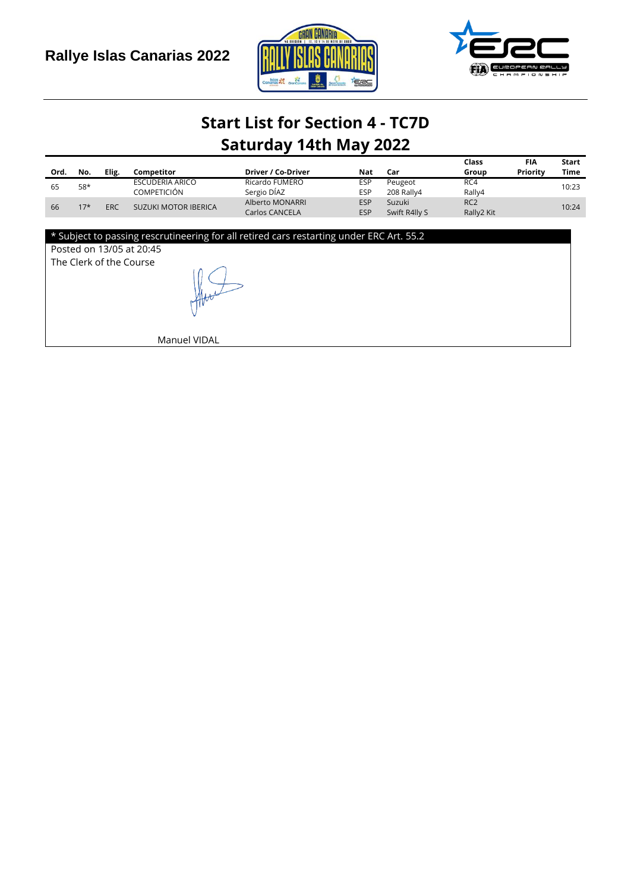Rallye Islas Canarias 2022

# Start List for Section 4 - TC7D
## Saturday 14th May 2022

| Ord. | No. | Elig. | Competitor | Driver / Co-Driver | Nat | Car | Class Group | FIA Priority | Start Time |
|---|---|---|---|---|---|---|---|---|---|
| 65 | 58* | | ESCUDERIA ARICO COMPETICIÓN | Ricardo FUMERO<br>Sergio DÍAZ | ESP<br>ESP | Peugeot<br>208 Rally4 | RC4<br>Rally4 | | 10:23 |
| 66 | 17* | ERC | SUZUKI MOTOR IBERICA | Alberto MONARRI<br>Carlos CANCELA | ESP<br>ESP | Suzuki<br>Swift R4lly S | RC2<br>Rally2 Kit | | 10:24 |

* Subject to passing rescrutineering for all retired cars restarting under ERC Art. 55.2

Posted on 13/05 at 20:45

The Clerk of the Course

Manuel VIDAL